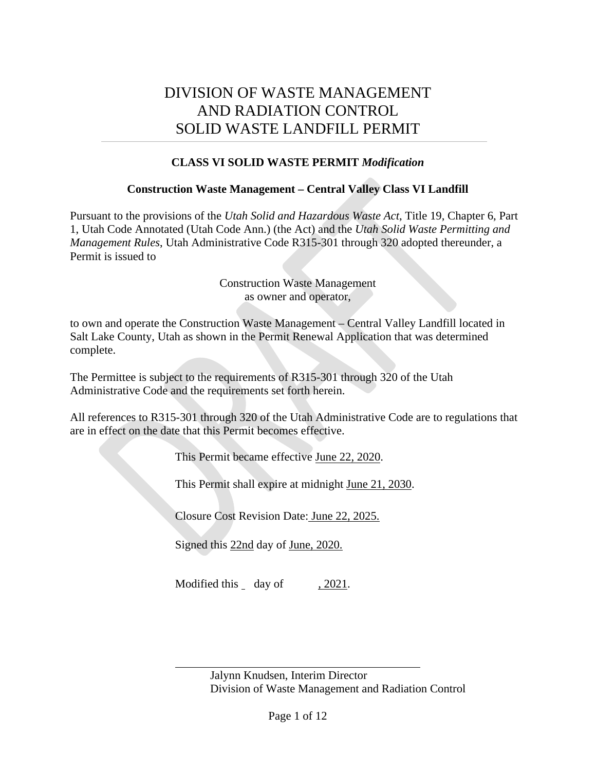# DIVISION OF WASTE MANAGEMENT AND RADIATION CONTROL SOLID WASTE LANDFILL PERMIT

**CLASS VI SOLID WASTE PERMIT *Modification***

**Construction Waste Management – Central Valley Class VI Landfill**

Pursuant to the provisions of the *Utah Solid and Hazardous Waste Act*, Title 19, Chapter 6, Part 1, Utah Code Annotated (Utah Code Ann.) (the Act) and the *Utah Solid Waste Permitting and Management Rules*, Utah Administrative Code R315-301 through 320 adopted thereunder, a Permit is issued to

Construction Waste Management
as owner and operator,

to own and operate the Construction Waste Management – Central Valley Landfill located in Salt Lake County, Utah as shown in the Permit Renewal Application that was determined complete.

The Permittee is subject to the requirements of R315-301 through 320 of the Utah Administrative Code and the requirements set forth herein.

All references to R315-301 through 320 of the Utah Administrative Code are to regulations that are in effect on the date that this Permit becomes effective.

This Permit became effective June 22, 2020.

This Permit shall expire at midnight June 21, 2030.

Closure Cost Revision Date: June 22, 2025.

Signed this 22nd day of June, 2020.

Modified this \_ day of \_\_\_\_, 2021.

\_\_\_\_\_\_\_\_\_\_\_\_\_\_\_\_\_\_\_\_\_\_\_\_\_\_\_\_\_\_\_\_\_\_\_\_\_\_\_\_

Jalynn Knudsen, Interim Director
Division of Waste Management and Radiation Control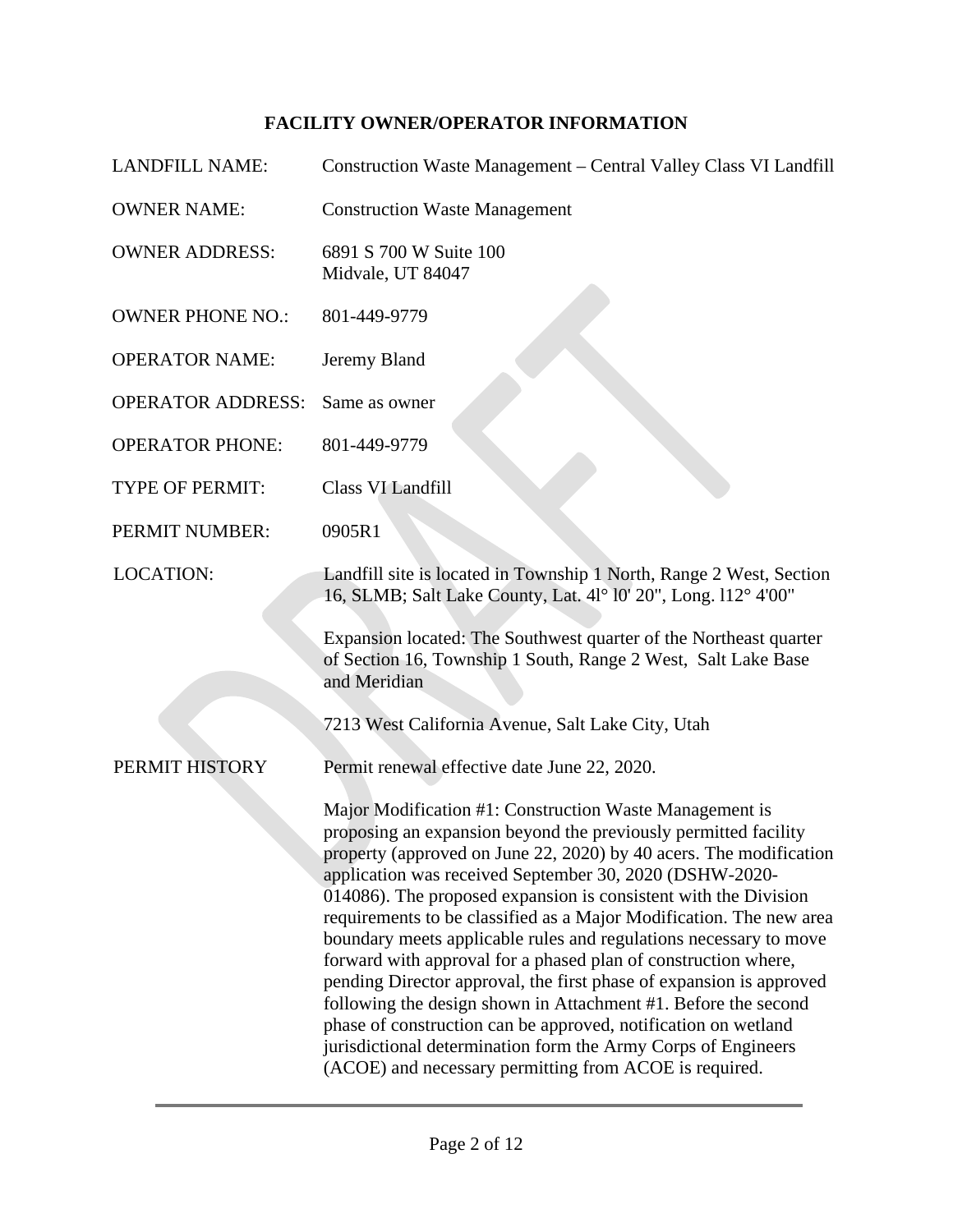# FACILITY OWNER/OPERATOR INFORMATION

| | |
|---|---|
| LANDFILL NAME: | Construction Waste Management – Central Valley Class VI Landfill |
| OWNER NAME: | Construction Waste Management |
| OWNER ADDRESS: | 6891 S 700 W Suite 100<br>Midvale, UT 84047 |
| OWNER PHONE NO.: | 801-449-9779 |
| OPERATOR NAME: | Jeremy Bland |
| OPERATOR ADDRESS: | Same as owner |
| OPERATOR PHONE: | 801-449-9779 |
| TYPE OF PERMIT: | Class VI Landfill |
| PERMIT NUMBER: | 0905R1 |
| LOCATION: | Landfill site is located in Township 1 North, Range 2 West, Section 16, SLMB; Salt Lake County, Lat. 4l° l0' 20", Long. l12° 4'00"<br><br>Expansion located: The Southwest quarter of the Northeast quarter of Section 16, Township 1 South, Range 2 West, Salt Lake Base and Meridian<br><br>7213 West California Avenue, Salt Lake City, Utah |
| PERMIT HISTORY | Permit renewal effective date June 22, 2020.<br><br>Major Modification #1: Construction Waste Management is proposing an expansion beyond the previously permitted facility property (approved on June 22, 2020) by 40 acers. The modification application was received September 30, 2020 (DSHW-2020-014086). The proposed expansion is consistent with the Division requirements to be classified as a Major Modification. The new area boundary meets applicable rules and regulations necessary to move forward with approval for a phased plan of construction where, pending Director approval, the first phase of expansion is approved following the design shown in Attachment #1. Before the second phase of construction can be approved, notification on wetland jurisdictional determination form the Army Corps of Engineers (ACOE) and necessary permitting from ACOE is required. |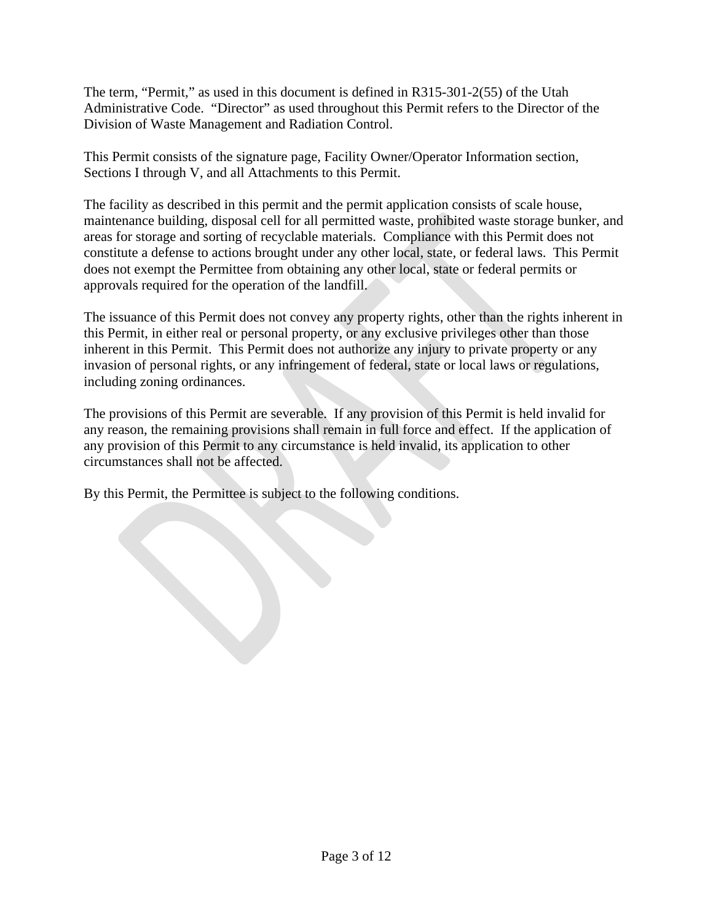The term, "Permit," as used in this document is defined in R315-301-2(55) of the Utah Administrative Code. "Director" as used throughout this Permit refers to the Director of the Division of Waste Management and Radiation Control.

This Permit consists of the signature page, Facility Owner/Operator Information section, Sections I through V, and all Attachments to this Permit.

The facility as described in this permit and the permit application consists of scale house, maintenance building, disposal cell for all permitted waste, prohibited waste storage bunker, and areas for storage and sorting of recyclable materials. Compliance with this Permit does not constitute a defense to actions brought under any other local, state, or federal laws. This Permit does not exempt the Permittee from obtaining any other local, state or federal permits or approvals required for the operation of the landfill.

The issuance of this Permit does not convey any property rights, other than the rights inherent in this Permit, in either real or personal property, or any exclusive privileges other than those inherent in this Permit. This Permit does not authorize any injury to private property or any invasion of personal rights, or any infringement of federal, state or local laws or regulations, including zoning ordinances.

The provisions of this Permit are severable. If any provision of this Permit is held invalid for any reason, the remaining provisions shall remain in full force and effect. If the application of any provision of this Permit to any circumstance is held invalid, its application to other circumstances shall not be affected.

By this Permit, the Permittee is subject to the following conditions.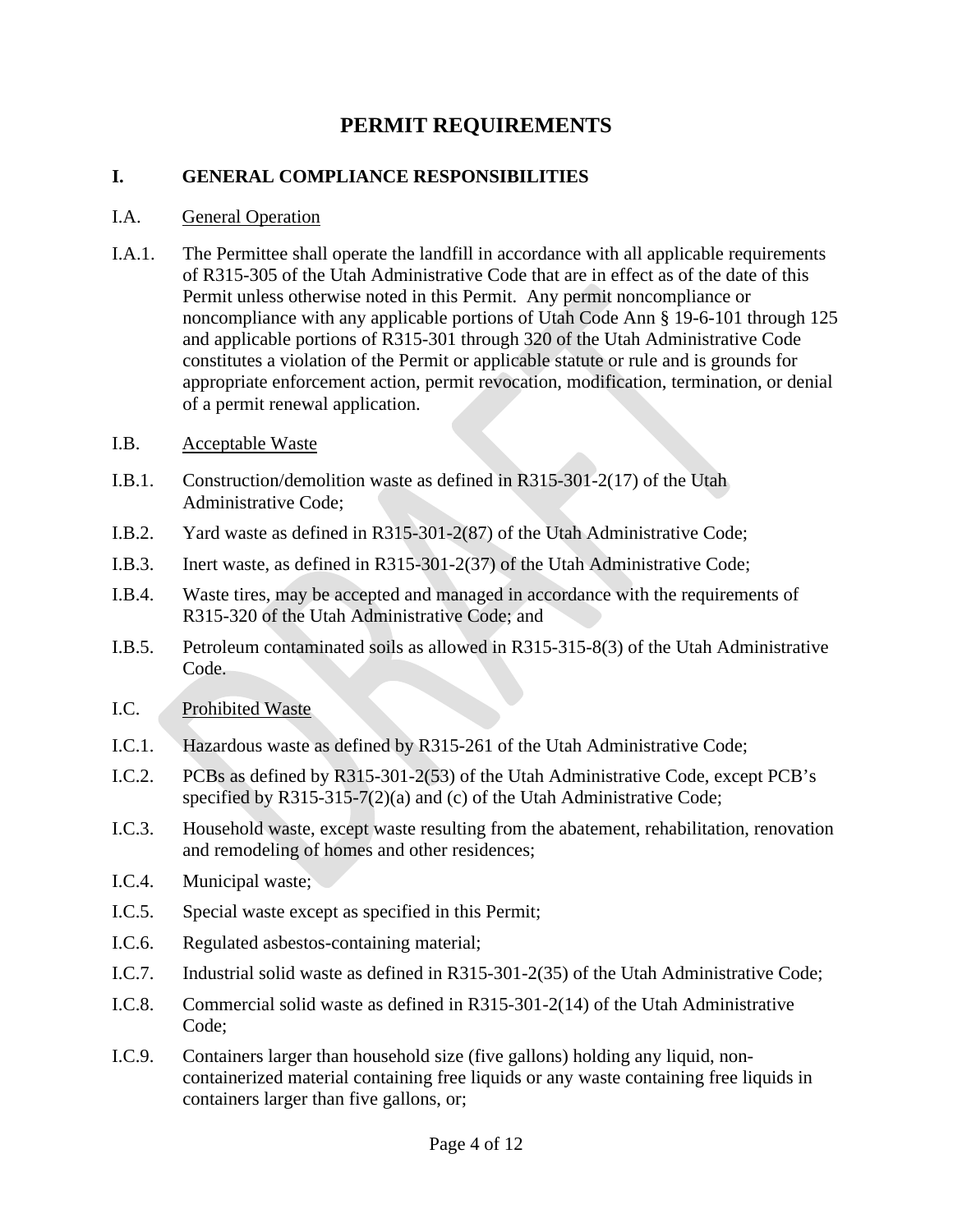# PERMIT REQUIREMENTS

## I. GENERAL COMPLIANCE RESPONSIBILITIES

### I.A. General Operation

I.A.1. The Permittee shall operate the landfill in accordance with all applicable requirements of R315-305 of the Utah Administrative Code that are in effect as of the date of this Permit unless otherwise noted in this Permit. Any permit noncompliance or noncompliance with any applicable portions of Utah Code Ann § 19-6-101 through 125 and applicable portions of R315-301 through 320 of the Utah Administrative Code constitutes a violation of the Permit or applicable statute or rule and is grounds for appropriate enforcement action, permit revocation, modification, termination, or denial of a permit renewal application.

### I.B. Acceptable Waste

I.B.1. Construction/demolition waste as defined in R315-301-2(17) of the Utah Administrative Code;

I.B.2. Yard waste as defined in R315-301-2(87) of the Utah Administrative Code;

I.B.3. Inert waste, as defined in R315-301-2(37) of the Utah Administrative Code;

I.B.4. Waste tires, may be accepted and managed in accordance with the requirements of R315-320 of the Utah Administrative Code; and

I.B.5. Petroleum contaminated soils as allowed in R315-315-8(3) of the Utah Administrative Code.

### I.C. Prohibited Waste

I.C.1. Hazardous waste as defined by R315-261 of the Utah Administrative Code;

I.C.2. PCBs as defined by R315-301-2(53) of the Utah Administrative Code, except PCB's specified by R315-315-7(2)(a) and (c) of the Utah Administrative Code;

I.C.3. Household waste, except waste resulting from the abatement, rehabilitation, renovation and remodeling of homes and other residences;

I.C.4. Municipal waste;

I.C.5. Special waste except as specified in this Permit;

I.C.6. Regulated asbestos-containing material;

I.C.7. Industrial solid waste as defined in R315-301-2(35) of the Utah Administrative Code;

I.C.8. Commercial solid waste as defined in R315-301-2(14) of the Utah Administrative Code;

I.C.9. Containers larger than household size (five gallons) holding any liquid, non-containerized material containing free liquids or any waste containing free liquids in containers larger than five gallons, or;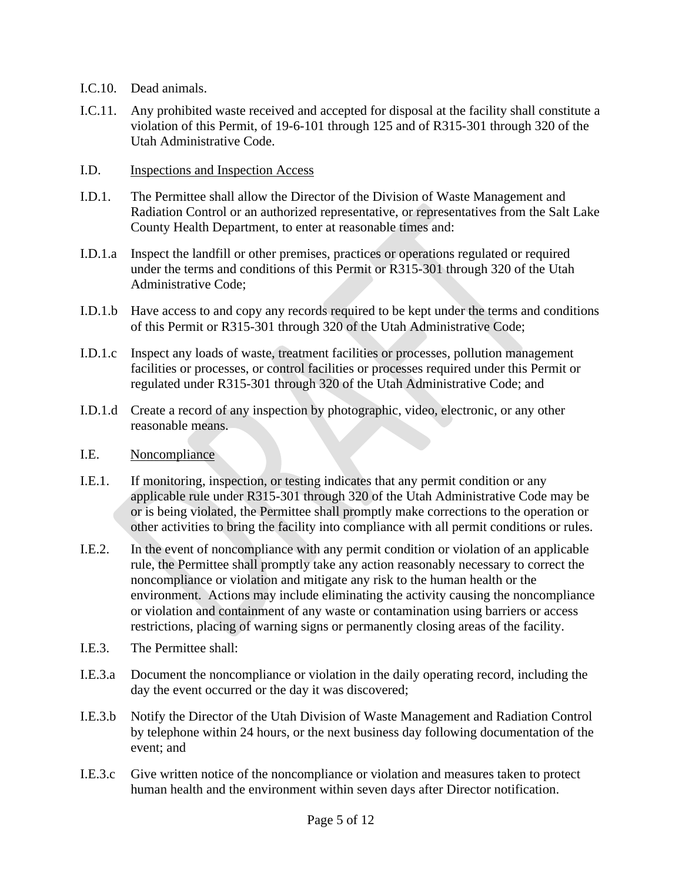I.C.10. Dead animals.

I.C.11. Any prohibited waste received and accepted for disposal at the facility shall constitute a violation of this Permit, of 19-6-101 through 125 and of R315-301 through 320 of the Utah Administrative Code.

I.D. <u>Inspections and Inspection Access</u>

I.D.1. The Permittee shall allow the Director of the Division of Waste Management and Radiation Control or an authorized representative, or representatives from the Salt Lake County Health Department, to enter at reasonable times and:

I.D.1.a Inspect the landfill or other premises, practices or operations regulated or required under the terms and conditions of this Permit or R315-301 through 320 of the Utah Administrative Code;

I.D.1.b Have access to and copy any records required to be kept under the terms and conditions of this Permit or R315-301 through 320 of the Utah Administrative Code;

I.D.1.c Inspect any loads of waste, treatment facilities or processes, pollution management facilities or processes, or control facilities or processes required under this Permit or regulated under R315-301 through 320 of the Utah Administrative Code; and

I.D.1.d Create a record of any inspection by photographic, video, electronic, or any other reasonable means.

I.E. <u>Noncompliance</u>

I.E.1. If monitoring, inspection, or testing indicates that any permit condition or any applicable rule under R315-301 through 320 of the Utah Administrative Code may be or is being violated, the Permittee shall promptly make corrections to the operation or other activities to bring the facility into compliance with all permit conditions or rules.

I.E.2. In the event of noncompliance with any permit condition or violation of an applicable rule, the Permittee shall promptly take any action reasonably necessary to correct the noncompliance or violation and mitigate any risk to the human health or the environment. Actions may include eliminating the activity causing the noncompliance or violation and containment of any waste or contamination using barriers or access restrictions, placing of warning signs or permanently closing areas of the facility.

I.E.3. The Permittee shall:

I.E.3.a Document the noncompliance or violation in the daily operating record, including the day the event occurred or the day it was discovered;

I.E.3.b Notify the Director of the Utah Division of Waste Management and Radiation Control by telephone within 24 hours, or the next business day following documentation of the event; and

I.E.3.c Give written notice of the noncompliance or violation and measures taken to protect human health and the environment within seven days after Director notification.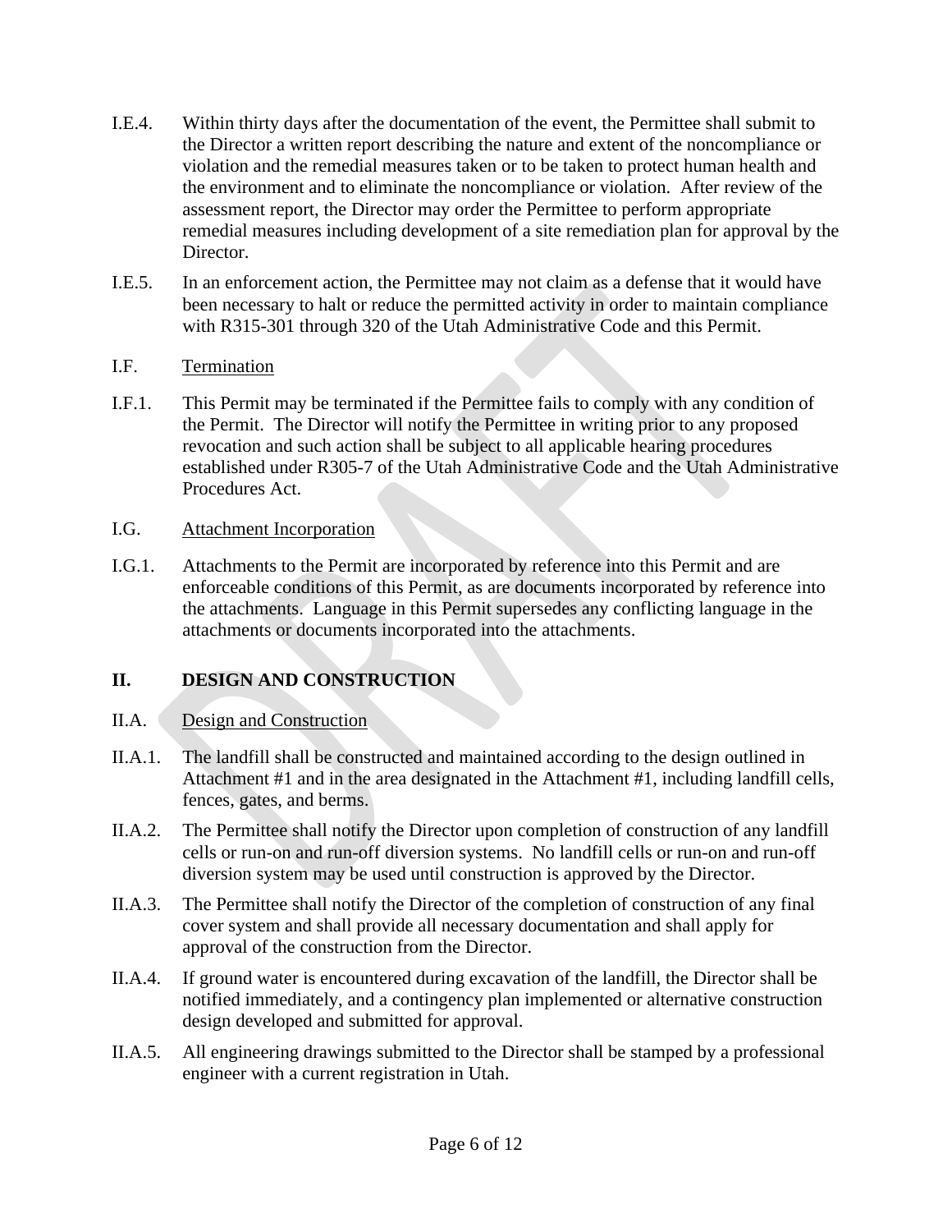I.E.4. Within thirty days after the documentation of the event, the Permittee shall submit to the Director a written report describing the nature and extent of the noncompliance or violation and the remedial measures taken or to be taken to protect human health and the environment and to eliminate the noncompliance or violation. After review of the assessment report, the Director may order the Permittee to perform appropriate remedial measures including development of a site remediation plan for approval by the Director.

I.E.5. In an enforcement action, the Permittee may not claim as a defense that it would have been necessary to halt or reduce the permitted activity in order to maintain compliance with R315-301 through 320 of the Utah Administrative Code and this Permit.

I.F. Termination

I.F.1. This Permit may be terminated if the Permittee fails to comply with any condition of the Permit. The Director will notify the Permittee in writing prior to any proposed revocation and such action shall be subject to all applicable hearing procedures established under R305-7 of the Utah Administrative Code and the Utah Administrative Procedures Act.

I.G. Attachment Incorporation

I.G.1. Attachments to the Permit are incorporated by reference into this Permit and are enforceable conditions of this Permit, as are documents incorporated by reference into the attachments. Language in this Permit supersedes any conflicting language in the attachments or documents incorporated into the attachments.

## II. DESIGN AND CONSTRUCTION

II.A. Design and Construction

II.A.1. The landfill shall be constructed and maintained according to the design outlined in Attachment #1 and in the area designated in the Attachment #1, including landfill cells, fences, gates, and berms.

II.A.2. The Permittee shall notify the Director upon completion of construction of any landfill cells or run-on and run-off diversion systems. No landfill cells or run-on and run-off diversion system may be used until construction is approved by the Director.

II.A.3. The Permittee shall notify the Director of the completion of construction of any final cover system and shall provide all necessary documentation and shall apply for approval of the construction from the Director.

II.A.4. If ground water is encountered during excavation of the landfill, the Director shall be notified immediately, and a contingency plan implemented or alternative construction design developed and submitted for approval.

II.A.5. All engineering drawings submitted to the Director shall be stamped by a professional engineer with a current registration in Utah.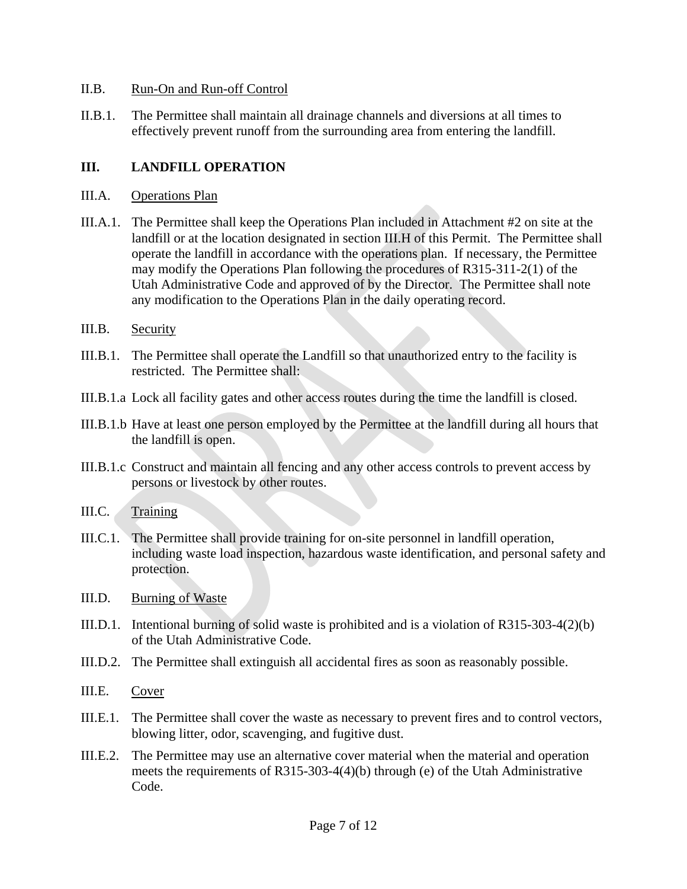II.B. Run-On and Run-off Control

II.B.1. The Permittee shall maintain all drainage channels and diversions at all times to effectively prevent runoff from the surrounding area from entering the landfill.

## III. LANDFILL OPERATION

III.A. Operations Plan

III.A.1. The Permittee shall keep the Operations Plan included in Attachment #2 on site at the landfill or at the location designated in section III.H of this Permit. The Permittee shall operate the landfill in accordance with the operations plan. If necessary, the Permittee may modify the Operations Plan following the procedures of R315-311-2(1) of the Utah Administrative Code and approved of by the Director. The Permittee shall note any modification to the Operations Plan in the daily operating record.

III.B. Security

III.B.1. The Permittee shall operate the Landfill so that unauthorized entry to the facility is restricted. The Permittee shall:

III.B.1.a Lock all facility gates and other access routes during the time the landfill is closed.

III.B.1.b Have at least one person employed by the Permittee at the landfill during all hours that the landfill is open.

III.B.1.c Construct and maintain all fencing and any other access controls to prevent access by persons or livestock by other routes.

III.C. Training

III.C.1. The Permittee shall provide training for on-site personnel in landfill operation, including waste load inspection, hazardous waste identification, and personal safety and protection.

III.D. Burning of Waste

III.D.1. Intentional burning of solid waste is prohibited and is a violation of R315-303-4(2)(b) of the Utah Administrative Code.

III.D.2. The Permittee shall extinguish all accidental fires as soon as reasonably possible.

III.E. Cover

III.E.1. The Permittee shall cover the waste as necessary to prevent fires and to control vectors, blowing litter, odor, scavenging, and fugitive dust.

III.E.2. The Permittee may use an alternative cover material when the material and operation meets the requirements of R315-303-4(4)(b) through (e) of the Utah Administrative Code.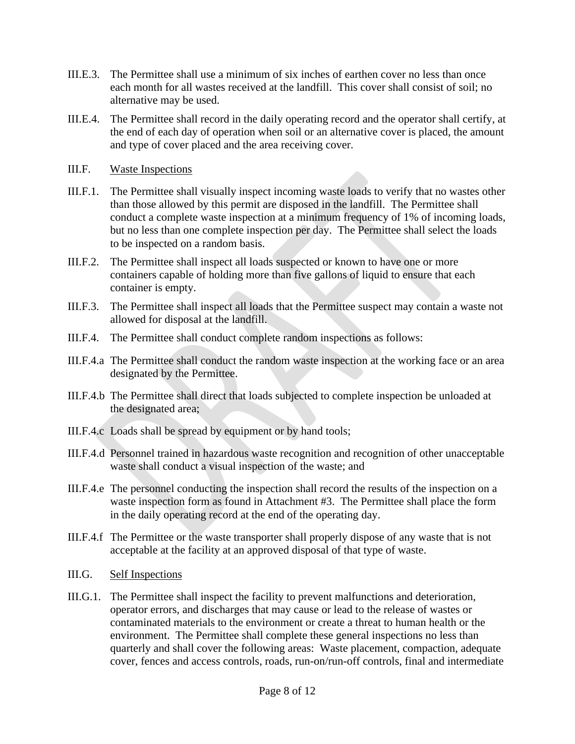III.E.3. The Permittee shall use a minimum of six inches of earthen cover no less than once each month for all wastes received at the landfill. This cover shall consist of soil; no alternative may be used.

III.E.4. The Permittee shall record in the daily operating record and the operator shall certify, at the end of each day of operation when soil or an alternative cover is placed, the amount and type of cover placed and the area receiving cover.

III.F. Waste Inspections

III.F.1. The Permittee shall visually inspect incoming waste loads to verify that no wastes other than those allowed by this permit are disposed in the landfill. The Permittee shall conduct a complete waste inspection at a minimum frequency of 1% of incoming loads, but no less than one complete inspection per day. The Permittee shall select the loads to be inspected on a random basis.

III.F.2. The Permittee shall inspect all loads suspected or known to have one or more containers capable of holding more than five gallons of liquid to ensure that each container is empty.

III.F.3. The Permittee shall inspect all loads that the Permittee suspect may contain a waste not allowed for disposal at the landfill.

III.F.4. The Permittee shall conduct complete random inspections as follows:

III.F.4.a The Permittee shall conduct the random waste inspection at the working face or an area designated by the Permittee.

III.F.4.b The Permittee shall direct that loads subjected to complete inspection be unloaded at the designated area;

III.F.4.c Loads shall be spread by equipment or by hand tools;

III.F.4.d Personnel trained in hazardous waste recognition and recognition of other unacceptable waste shall conduct a visual inspection of the waste; and

III.F.4.e The personnel conducting the inspection shall record the results of the inspection on a waste inspection form as found in Attachment #3. The Permittee shall place the form in the daily operating record at the end of the operating day.

III.F.4.f The Permittee or the waste transporter shall properly dispose of any waste that is not acceptable at the facility at an approved disposal of that type of waste.

III.G. Self Inspections

III.G.1. The Permittee shall inspect the facility to prevent malfunctions and deterioration, operator errors, and discharges that may cause or lead to the release of wastes or contaminated materials to the environment or create a threat to human health or the environment. The Permittee shall complete these general inspections no less than quarterly and shall cover the following areas: Waste placement, compaction, adequate cover, fences and access controls, roads, run-on/run-off controls, final and intermediate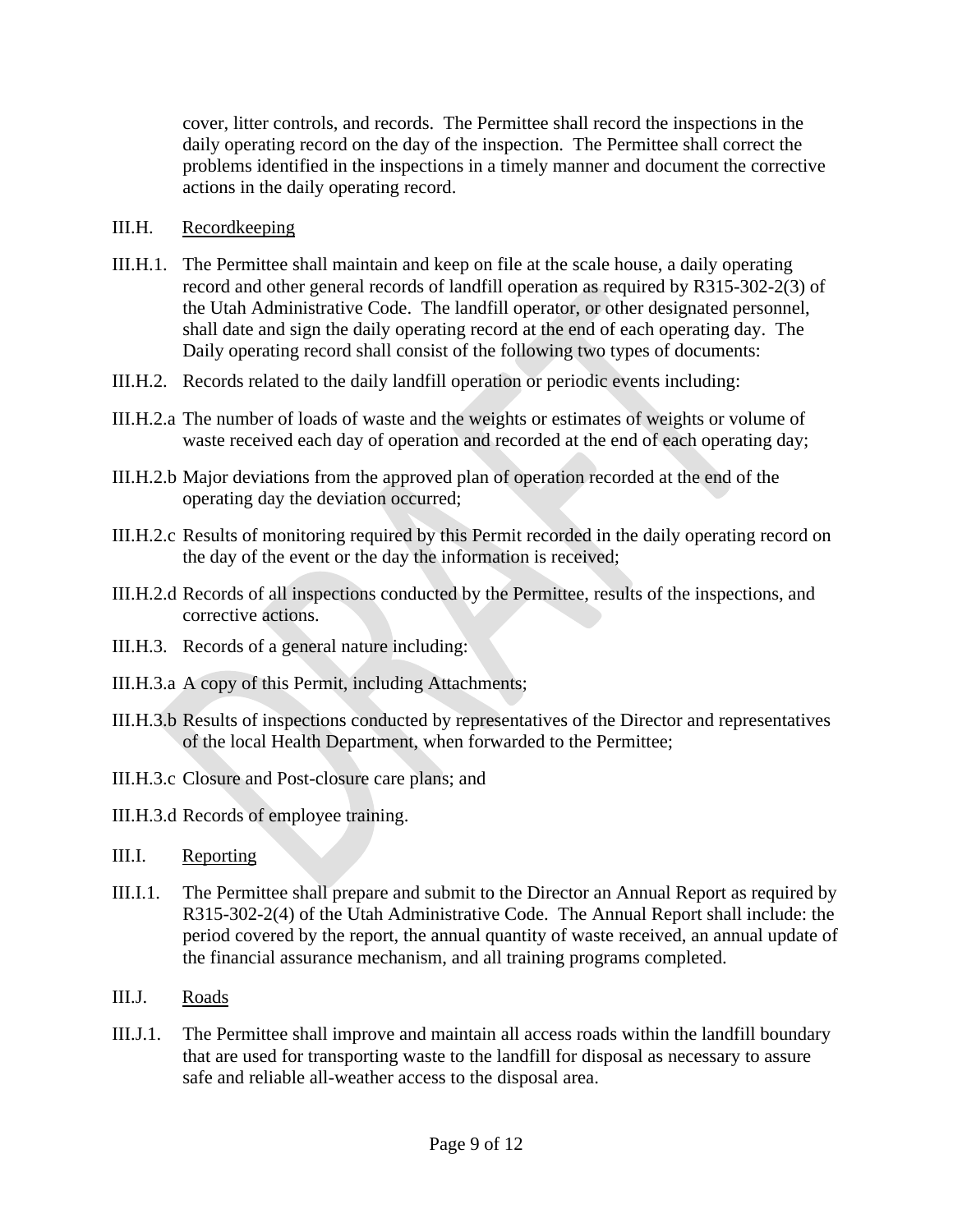cover, litter controls, and records. The Permittee shall record the inspections in the daily operating record on the day of the inspection. The Permittee shall correct the problems identified in the inspections in a timely manner and document the corrective actions in the daily operating record.

III.H. Recordkeeping

III.H.1. The Permittee shall maintain and keep on file at the scale house, a daily operating record and other general records of landfill operation as required by R315-302-2(3) of the Utah Administrative Code. The landfill operator, or other designated personnel, shall date and sign the daily operating record at the end of each operating day. The Daily operating record shall consist of the following two types of documents:

III.H.2. Records related to the daily landfill operation or periodic events including:

III.H.2.a The number of loads of waste and the weights or estimates of weights or volume of waste received each day of operation and recorded at the end of each operating day;

III.H.2.b Major deviations from the approved plan of operation recorded at the end of the operating day the deviation occurred;

III.H.2.c Results of monitoring required by this Permit recorded in the daily operating record on the day of the event or the day the information is received;

III.H.2.d Records of all inspections conducted by the Permittee, results of the inspections, and corrective actions.

III.H.3. Records of a general nature including:

III.H.3.a A copy of this Permit, including Attachments;

III.H.3.b Results of inspections conducted by representatives of the Director and representatives of the local Health Department, when forwarded to the Permittee;

III.H.3.c Closure and Post-closure care plans; and

III.H.3.d Records of employee training.

III.I. Reporting

III.I.1. The Permittee shall prepare and submit to the Director an Annual Report as required by R315-302-2(4) of the Utah Administrative Code. The Annual Report shall include: the period covered by the report, the annual quantity of waste received, an annual update of the financial assurance mechanism, and all training programs completed.

III.J. Roads

III.J.1. The Permittee shall improve and maintain all access roads within the landfill boundary that are used for transporting waste to the landfill for disposal as necessary to assure safe and reliable all-weather access to the disposal area.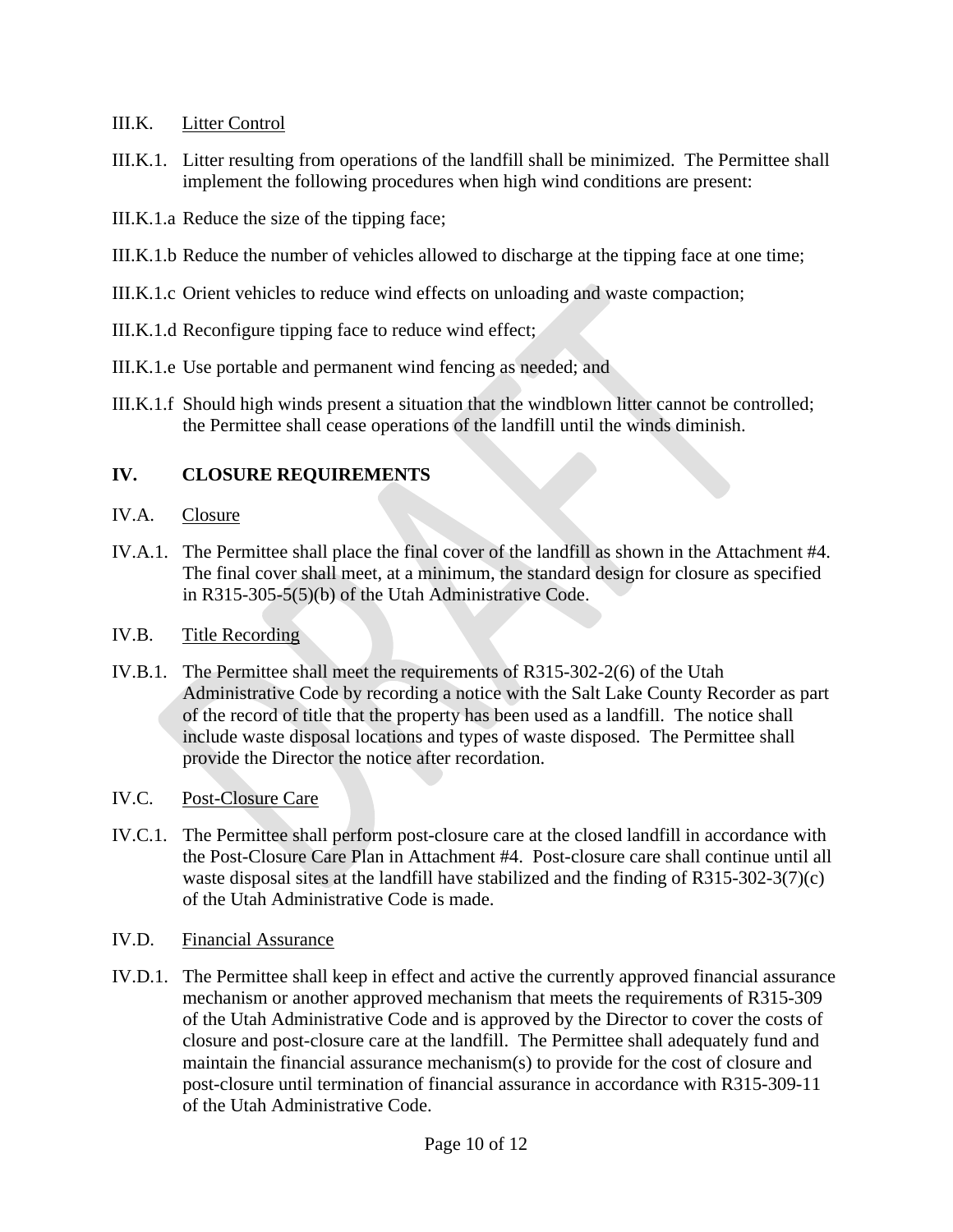III.K. Litter Control

III.K.1. Litter resulting from operations of the landfill shall be minimized. The Permittee shall implement the following procedures when high wind conditions are present:

III.K.1.a Reduce the size of the tipping face;

III.K.1.b Reduce the number of vehicles allowed to discharge at the tipping face at one time;

III.K.1.c Orient vehicles to reduce wind effects on unloading and waste compaction;

III.K.1.d Reconfigure tipping face to reduce wind effect;

III.K.1.e Use portable and permanent wind fencing as needed; and

III.K.1.f Should high winds present a situation that the windblown litter cannot be controlled; the Permittee shall cease operations of the landfill until the winds diminish.

## IV. CLOSURE REQUIREMENTS

IV.A. Closure

IV.A.1. The Permittee shall place the final cover of the landfill as shown in the Attachment #4. The final cover shall meet, at a minimum, the standard design for closure as specified in R315-305-5(5)(b) of the Utah Administrative Code.

IV.B. Title Recording

IV.B.1. The Permittee shall meet the requirements of R315-302-2(6) of the Utah Administrative Code by recording a notice with the Salt Lake County Recorder as part of the record of title that the property has been used as a landfill. The notice shall include waste disposal locations and types of waste disposed. The Permittee shall provide the Director the notice after recordation.

IV.C. Post-Closure Care

IV.C.1. The Permittee shall perform post-closure care at the closed landfill in accordance with the Post-Closure Care Plan in Attachment #4. Post-closure care shall continue until all waste disposal sites at the landfill have stabilized and the finding of R315-302-3(7)(c) of the Utah Administrative Code is made.

IV.D. Financial Assurance

IV.D.1. The Permittee shall keep in effect and active the currently approved financial assurance mechanism or another approved mechanism that meets the requirements of R315-309 of the Utah Administrative Code and is approved by the Director to cover the costs of closure and post-closure care at the landfill. The Permittee shall adequately fund and maintain the financial assurance mechanism(s) to provide for the cost of closure and post-closure until termination of financial assurance in accordance with R315-309-11 of the Utah Administrative Code.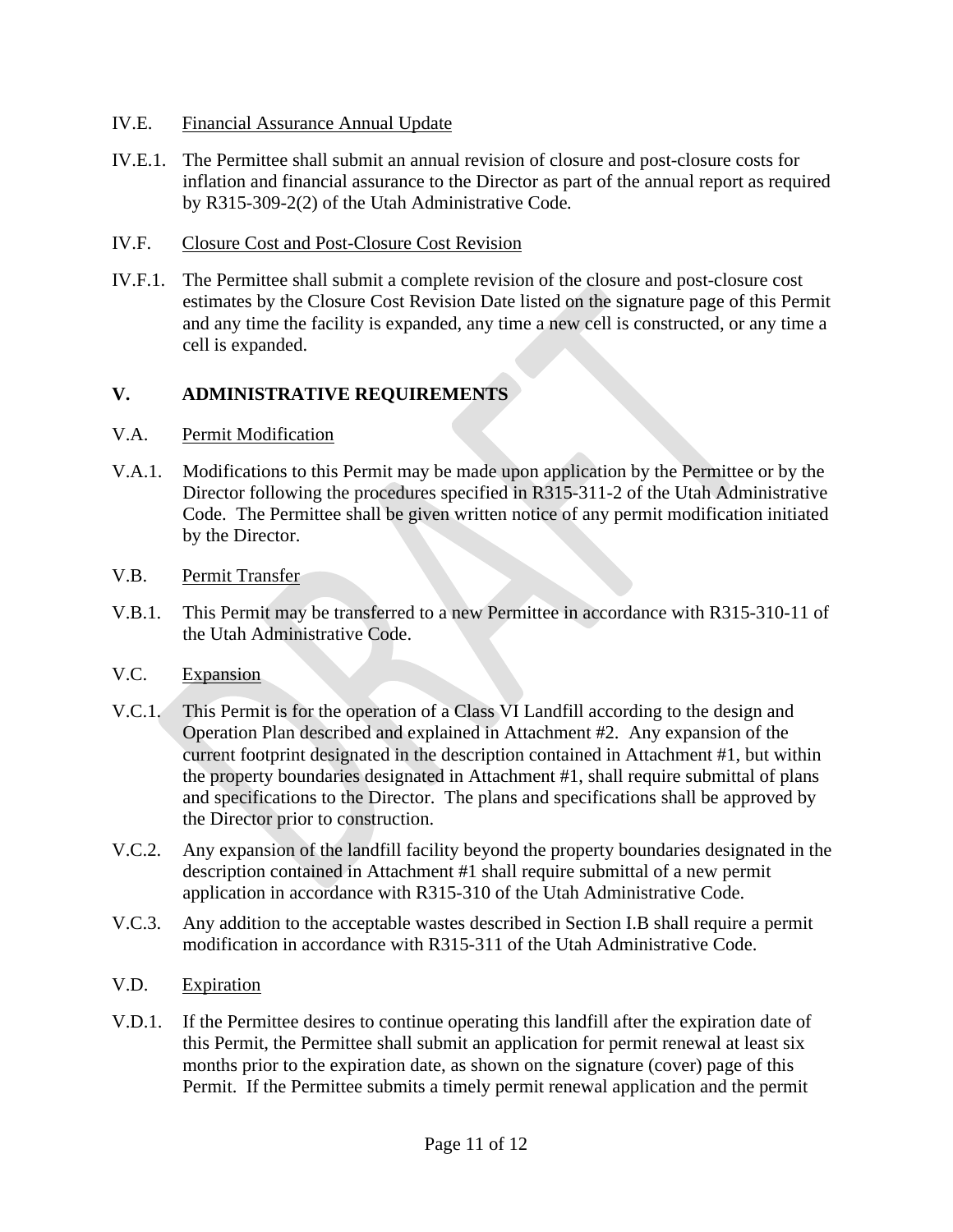IV.E. Financial Assurance Annual Update

IV.E.1. The Permittee shall submit an annual revision of closure and post-closure costs for inflation and financial assurance to the Director as part of the annual report as required by R315-309-2(2) of the Utah Administrative Code.

IV.F. Closure Cost and Post-Closure Cost Revision

IV.F.1. The Permittee shall submit a complete revision of the closure and post-closure cost estimates by the Closure Cost Revision Date listed on the signature page of this Permit and any time the facility is expanded, any time a new cell is constructed, or any time a cell is expanded.

## V. ADMINISTRATIVE REQUIREMENTS

V.A. Permit Modification

V.A.1. Modifications to this Permit may be made upon application by the Permittee or by the Director following the procedures specified in R315-311-2 of the Utah Administrative Code. The Permittee shall be given written notice of any permit modification initiated by the Director.

V.B. Permit Transfer

V.B.1. This Permit may be transferred to a new Permittee in accordance with R315-310-11 of the Utah Administrative Code.

V.C. Expansion

V.C.1. This Permit is for the operation of a Class VI Landfill according to the design and Operation Plan described and explained in Attachment #2. Any expansion of the current footprint designated in the description contained in Attachment #1, but within the property boundaries designated in Attachment #1, shall require submittal of plans and specifications to the Director. The plans and specifications shall be approved by the Director prior to construction.

V.C.2. Any expansion of the landfill facility beyond the property boundaries designated in the description contained in Attachment #1 shall require submittal of a new permit application in accordance with R315-310 of the Utah Administrative Code.

V.C.3. Any addition to the acceptable wastes described in Section I.B shall require a permit modification in accordance with R315-311 of the Utah Administrative Code.

V.D. Expiration

V.D.1. If the Permittee desires to continue operating this landfill after the expiration date of this Permit, the Permittee shall submit an application for permit renewal at least six months prior to the expiration date, as shown on the signature (cover) page of this Permit. If the Permittee submits a timely permit renewal application and the permit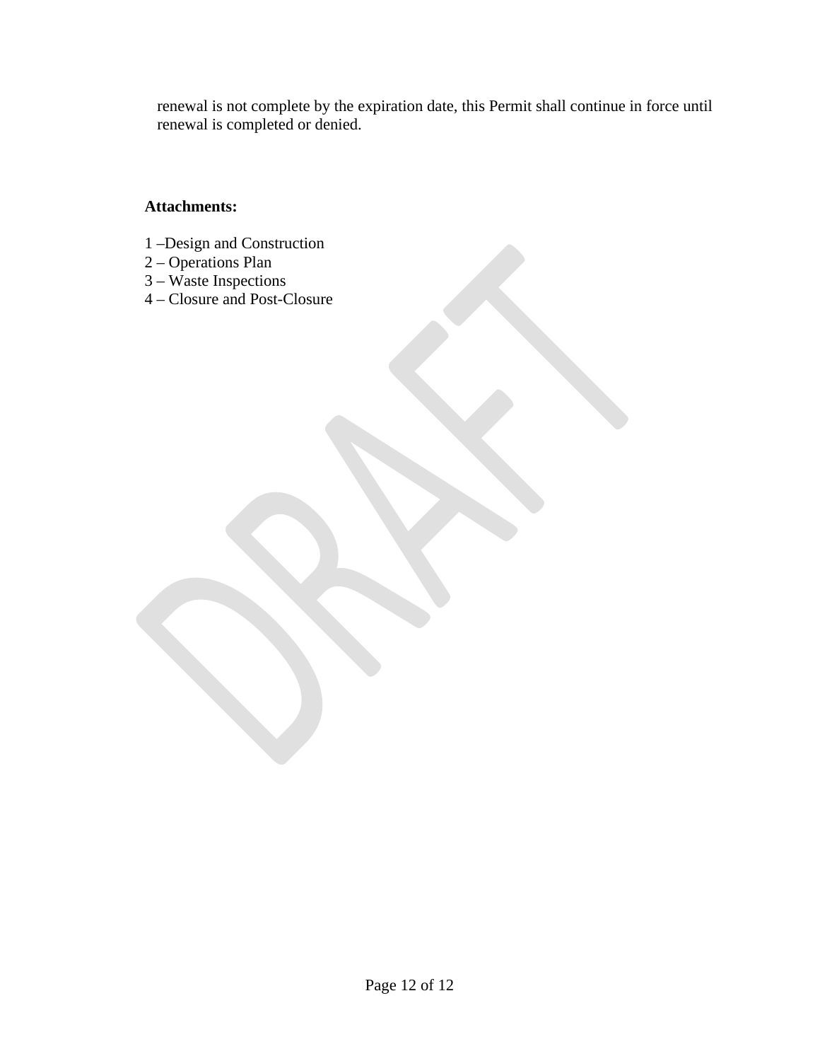renewal is not complete by the expiration date, this Permit shall continue in force until renewal is completed or denied.

**Attachments:**

1 –Design and Construction  
2 – Operations Plan  
3 – Waste Inspections  
4 – Closure and Post-Closure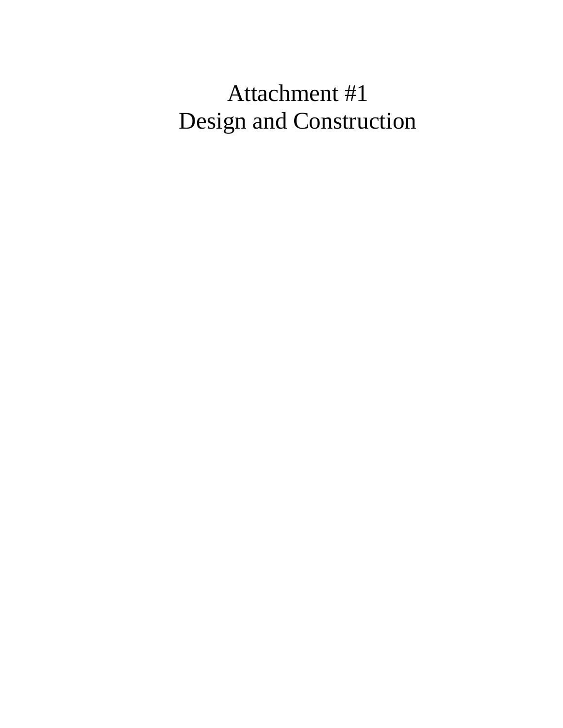# Attachment #1
# Design and Construction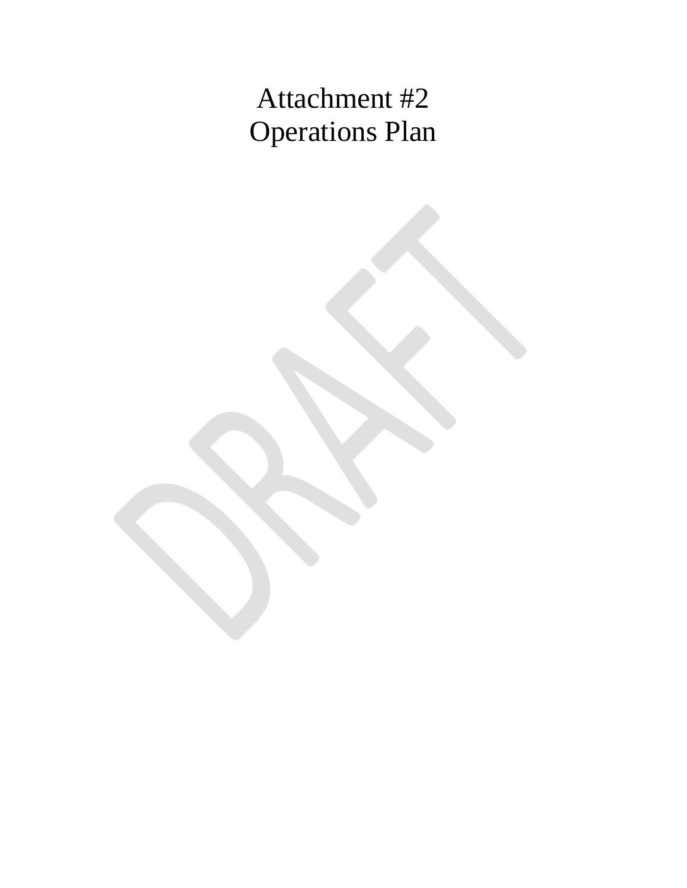# Attachment #2
# Operations Plan

DRAFT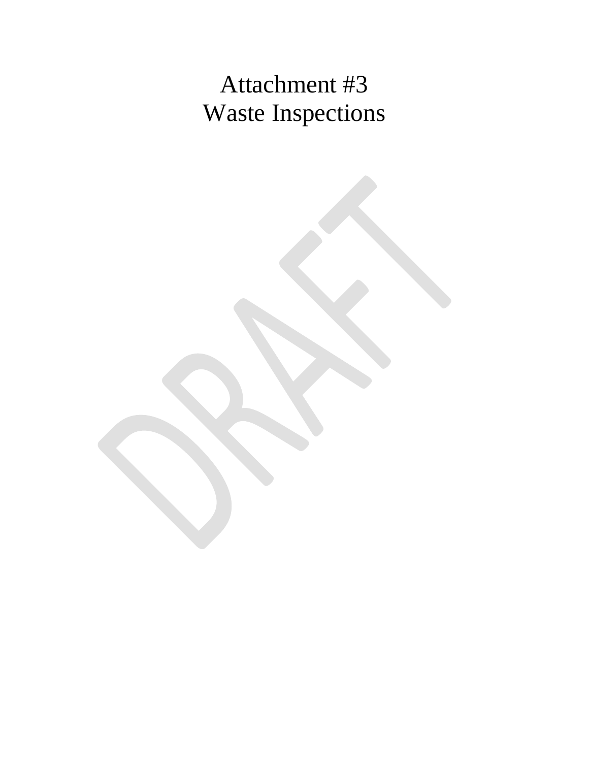# Attachment #3
# Waste Inspections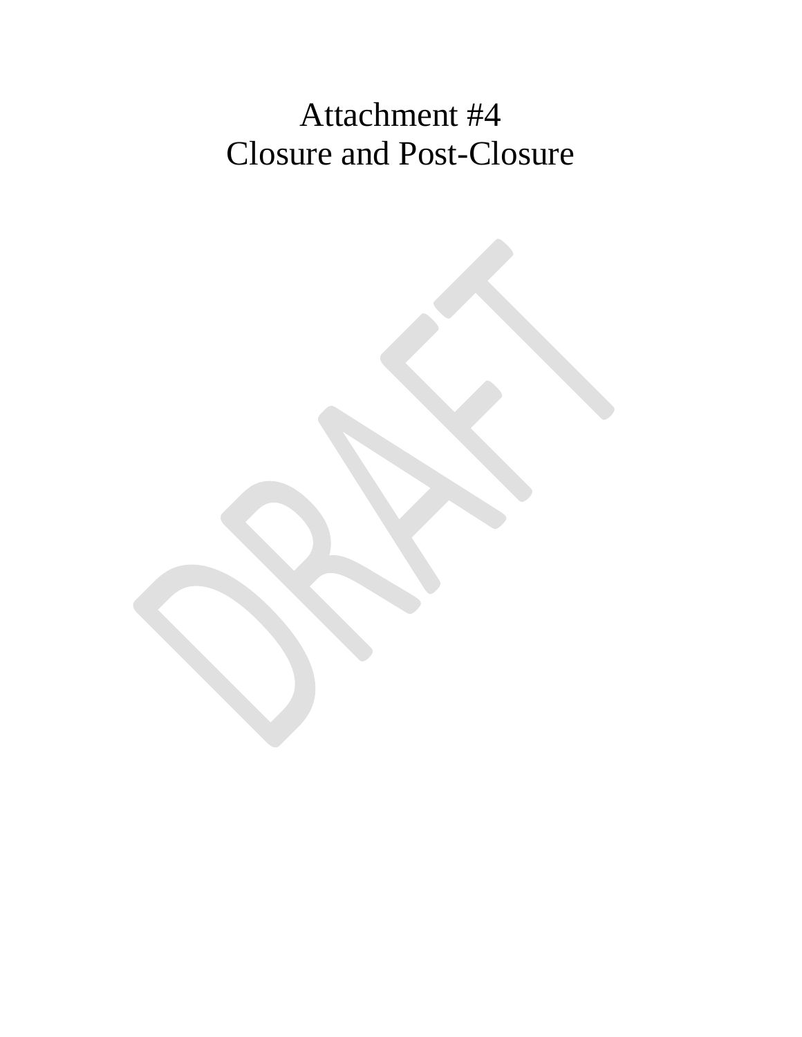# Attachment #4
# Closure and Post-Closure

DRAFT